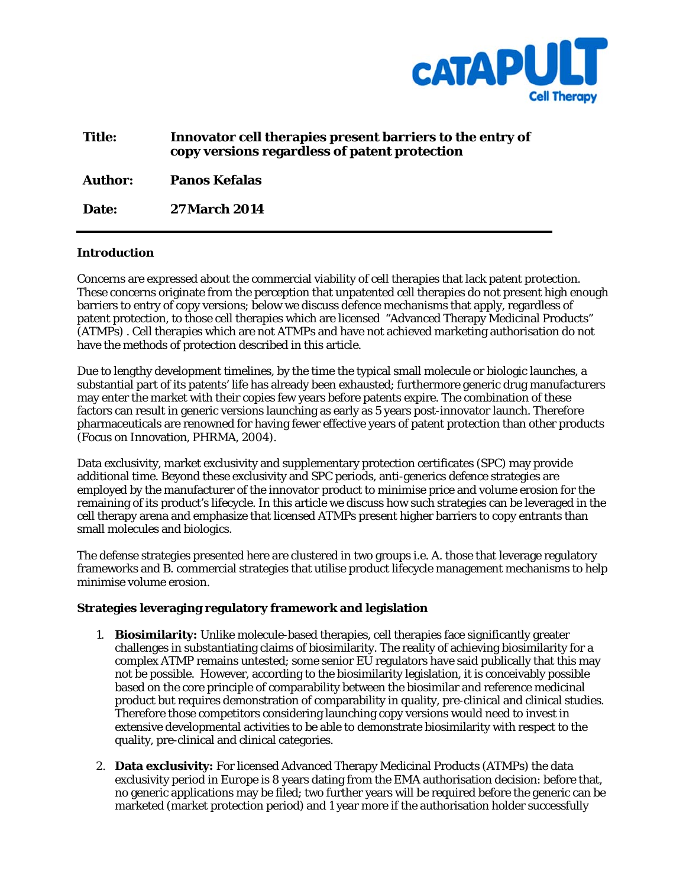**Title:** **Innovator cell therapies present barriers to the entry of copy versions regardless of patent protection**

**Author:** **Panos Kefalas**

**Date:** **27 March 2014**

---

## Introduction

Concerns are expressed about the commercial viability of cell therapies that lack patent protection. These concerns originate from the perception that unpatented cell therapies do not present high enough barriers to entry of copy versions; below we discuss defence mechanisms that apply, regardless of patent protection, to those cell therapies which are licensed "Advanced Therapy Medicinal Products" (ATMPs) . Cell therapies which are not ATMPs and have not achieved marketing authorisation do not have the methods of protection described in this article.

Due to lengthy development timelines, by the time the typical small molecule or biologic launches, a substantial part of its patents' life has already been exhausted; furthermore generic drug manufacturers may enter the market with their copies few years before patents expire. The combination of these factors can result in generic versions launching as early as 5 years post-innovator launch. Therefore pharmaceuticals are renowned for having fewer effective years of patent protection than other products (Focus on Innovation, PHRMA, 2004).

Data exclusivity, market exclusivity and supplementary protection certificates (SPC) may provide additional time. Beyond these exclusivity and SPC periods, anti-generics defence strategies are employed by the manufacturer of the innovator product to minimise price and volume erosion for the remaining of its product's lifecycle. In this article we discuss how such strategies can be leveraged in the cell therapy arena and emphasize that licensed ATMPs present higher barriers to copy entrants than small molecules and biologics.

The defense strategies presented here are clustered in two groups i.e. A. those that leverage regulatory frameworks and B. commercial strategies that utilise product lifecycle management mechanisms to help minimise volume erosion.

## Strategies leveraging regulatory framework and legislation

1. **Biosimilarity:** Unlike molecule-based therapies, cell therapies face significantly greater challenges in substantiating claims of biosimilarity. The reality of achieving biosimilarity for a complex ATMP remains untested; some senior EU regulators have said publically that this may not be possible. However, according to the biosimilarity legislation, it is conceivably possible based on the core principle of comparability between the biosimilar and reference medicinal product but requires demonstration of comparability in quality, pre-clinical and clinical studies. Therefore those competitors considering launching copy versions would need to invest in extensive developmental activities to be able to demonstrate biosimilarity with respect to the quality, pre-clinical and clinical categories.

2. **Data exclusivity:** For licensed Advanced Therapy Medicinal Products (ATMPs) the data exclusivity period in Europe is 8 years dating from the EMA authorisation decision: before that, no generic applications may be filed; two further years will be required before the generic can be marketed (market protection period) and 1 year more if the authorisation holder successfully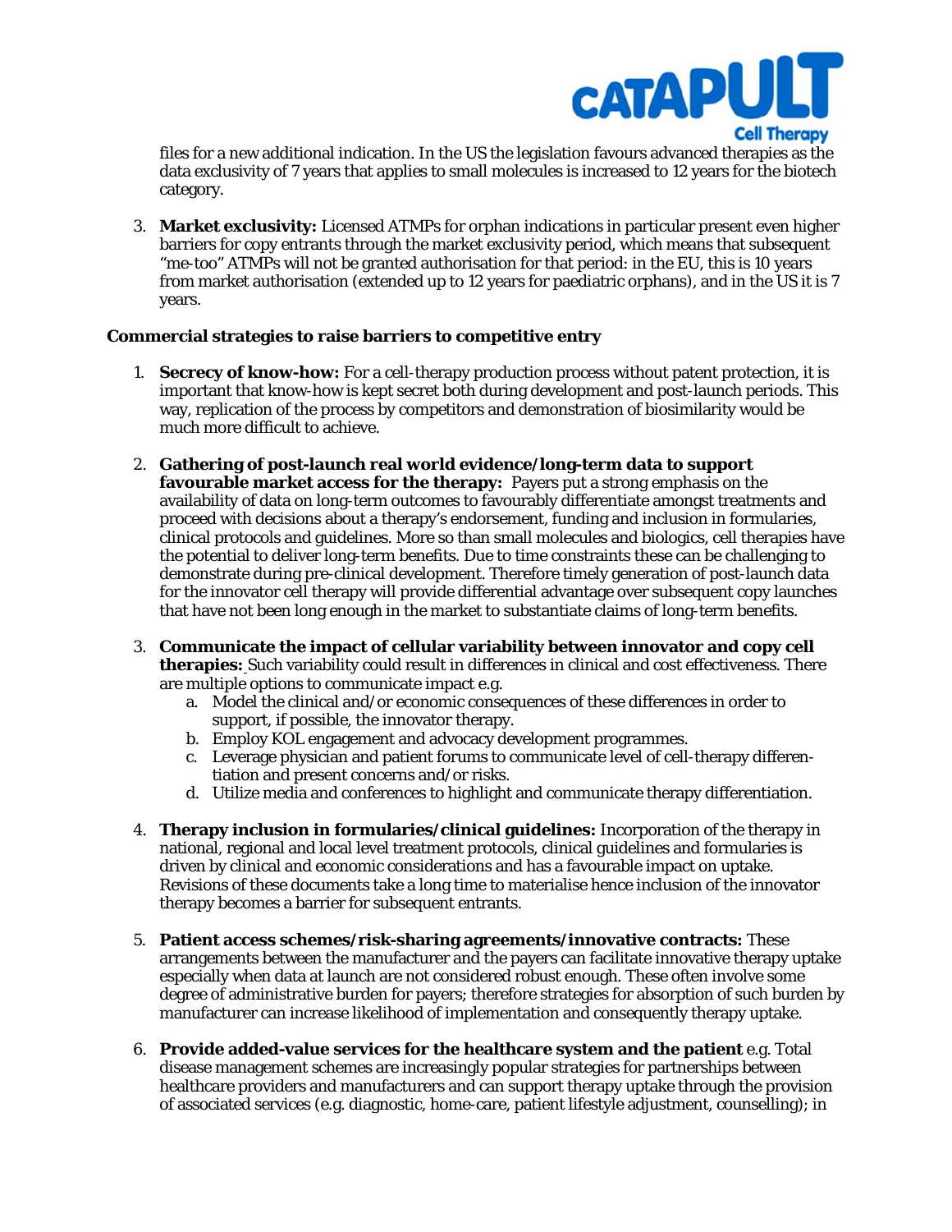files for a new additional indication. In the US the legislation favours advanced therapies as the data exclusivity of 7 years that applies to small molecules is increased to 12 years for the biotech category.

3. **Market exclusivity:** Licensed ATMPs for orphan indications in particular present even higher barriers for copy entrants through the market exclusivity period, which means that subsequent "me-too" ATMPs will not be granted authorisation for that period: in the EU, this is 10 years from market authorisation (extended up to 12 years for paediatric orphans), and in the US it is 7 years.

**Commercial strategies to raise barriers to competitive entry**

1. **Secrecy of know-how:** For a cell-therapy production process without patent protection, it is important that know-how is kept secret both during development and post-launch periods. This way, replication of the process by competitors and demonstration of biosimilarity would be much more difficult to achieve.

2. **Gathering of post-launch real world evidence/long-term data to support favourable market access for the therapy:** Payers put a strong emphasis on the availability of data on long-term outcomes to favourably differentiate amongst treatments and proceed with decisions about a therapy's endorsement, funding and inclusion in formularies, clinical protocols and guidelines. More so than small molecules and biologics, cell therapies have the potential to deliver long-term benefits. Due to time constraints these can be challenging to demonstrate during pre-clinical development. Therefore timely generation of post-launch data for the innovator cell therapy will provide differential advantage over subsequent copy launches that have not been long enough in the market to substantiate claims of long-term benefits.

3. **Communicate the impact of cellular variability between innovator and copy cell therapies:** Such variability could result in differences in clinical and cost effectiveness. There are multiple options to communicate impact e.g.
   a. Model the clinical and/or economic consequences of these differences in order to support, if possible, the innovator therapy.
   b. Employ KOL engagement and advocacy development programmes.
   c. Leverage physician and patient forums to communicate level of cell-therapy differentiation and present concerns and/or risks.
   d. Utilize media and conferences to highlight and communicate therapy differentiation.

4. **Therapy inclusion in formularies/clinical guidelines:** Incorporation of the therapy in national, regional and local level treatment protocols, clinical guidelines and formularies is driven by clinical and economic considerations and has a favourable impact on uptake. Revisions of these documents take a long time to materialise hence inclusion of the innovator therapy becomes a barrier for subsequent entrants.

5. **Patient access schemes/risk-sharing agreements/innovative contracts:** These arrangements between the manufacturer and the payers can facilitate innovative therapy uptake especially when data at launch are not considered robust enough. These often involve some degree of administrative burden for payers; therefore strategies for absorption of such burden by manufacturer can increase likelihood of implementation and consequently therapy uptake.

6. **Provide added-value services for the healthcare system and the patient** e.g. Total disease management schemes are increasingly popular strategies for partnerships between healthcare providers and manufacturers and can support therapy uptake through the provision of associated services (e.g. diagnostic, home-care, patient lifestyle adjustment, counselling); in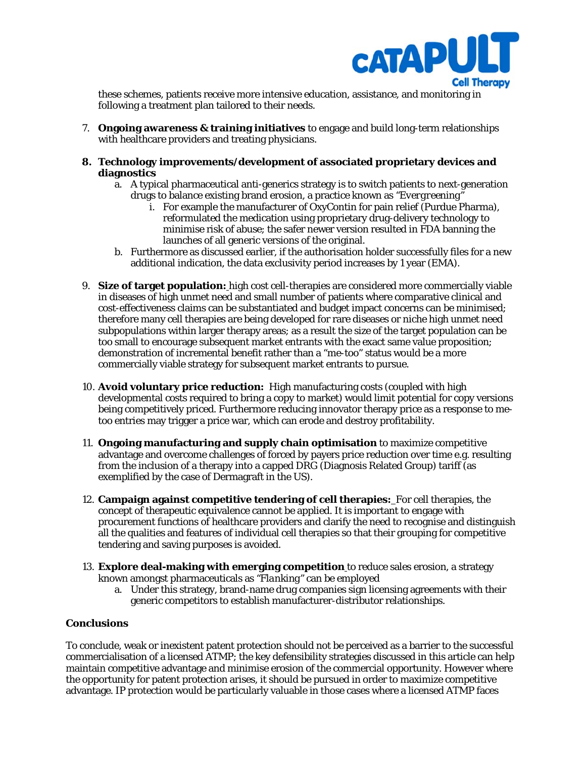these schemes, patients receive more intensive education, assistance, and monitoring in following a treatment plan tailored to their needs.

7. **Ongoing awareness & training initiatives** to engage and build long-term relationships with healthcare providers and treating physicians.

8. **Technology improvements/development of associated proprietary devices and diagnostics**
   a. A typical pharmaceutical anti-generics strategy is to switch patients to next-generation drugs to balance existing brand erosion, a practice known as "*Evergreening*"
      i. For example the manufacturer of OxyContin for pain relief (Purdue Pharma), reformulated the medication using proprietary drug-delivery technology to minimise risk of abuse; the safer newer version resulted in FDA banning the launches of all generic versions of the original.
   b. Furthermore as discussed earlier, if the authorisation holder successfully files for a new additional indication, the data exclusivity period increases by 1 year (EMA).

9. **Size of target population:** high cost cell-therapies are considered more commercially viable in diseases of high unmet need and small number of patients where comparative clinical and cost-effectiveness claims can be substantiated and budget impact concerns can be minimised; therefore many cell therapies are being developed for rare diseases or niche high unmet need subpopulations within larger therapy areas; as a result the size of the target population can be too small to encourage subsequent market entrants with the exact same value proposition; demonstration of incremental benefit rather than a "me-too" status would be a more commercially viable strategy for subsequent market entrants to pursue.

10. **Avoid voluntary price reduction:** High manufacturing costs (coupled with high developmental costs required to bring a copy to market) would limit potential for copy versions being competitively priced. Furthermore reducing innovator therapy price as a response to me-too entries may trigger a price war, which can erode and destroy profitability.

11. **Ongoing manufacturing and supply chain optimisation** to maximize competitive advantage and overcome challenges of forced by payers price reduction over time e.g. resulting from the inclusion of a therapy into a capped DRG (Diagnosis Related Group) tariff (as exemplified by the case of Dermagraft in the US).

12. **Campaign against competitive tendering of cell therapies:** For cell therapies, the concept of therapeutic equivalence cannot be applied. It is important to engage with procurement functions of healthcare providers and clarify the need to recognise and distinguish all the qualities and features of individual cell therapies so that their grouping for competitive tendering and saving purposes is avoided.

13. **Explore deal-making with emerging competition** to reduce sales erosion, a strategy known amongst pharmaceuticals as "*Flanking*" can be employed
    a. Under this strategy, brand-name drug companies sign licensing agreements with their generic competitors to establish manufacturer-distributor relationships.

**Conclusions**

To conclude, weak or inexistent patent protection should not be perceived as a barrier to the successful commercialisation of a licensed ATMP; the key defensibility strategies discussed in this article can help maintain competitive advantage and minimise erosion of the commercial opportunity. However where the opportunity for patent protection arises, it should be pursued in order to maximize competitive advantage. IP protection would be particularly valuable in those cases where a licensed ATMP faces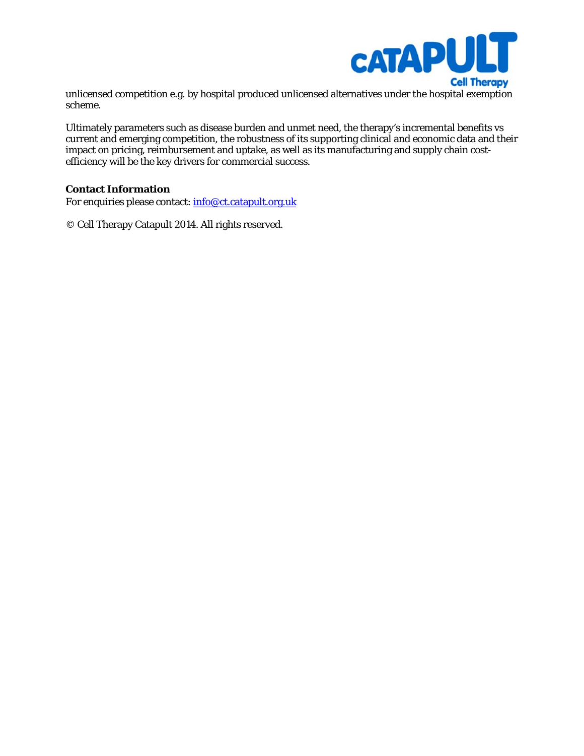unlicensed competition e.g. by hospital produced unlicensed alternatives under the hospital exemption scheme.

Ultimately parameters such as disease burden and unmet need, the therapy's incremental benefits vs current and emerging competition, the robustness of its supporting clinical and economic data and their impact on pricing, reimbursement and uptake, as well as its manufacturing and supply chain cost-efficiency will be the key drivers for commercial success.

**Contact Information**
For enquiries please contact: info@ct.catapult.org.uk

© Cell Therapy Catapult 2014. All rights reserved.